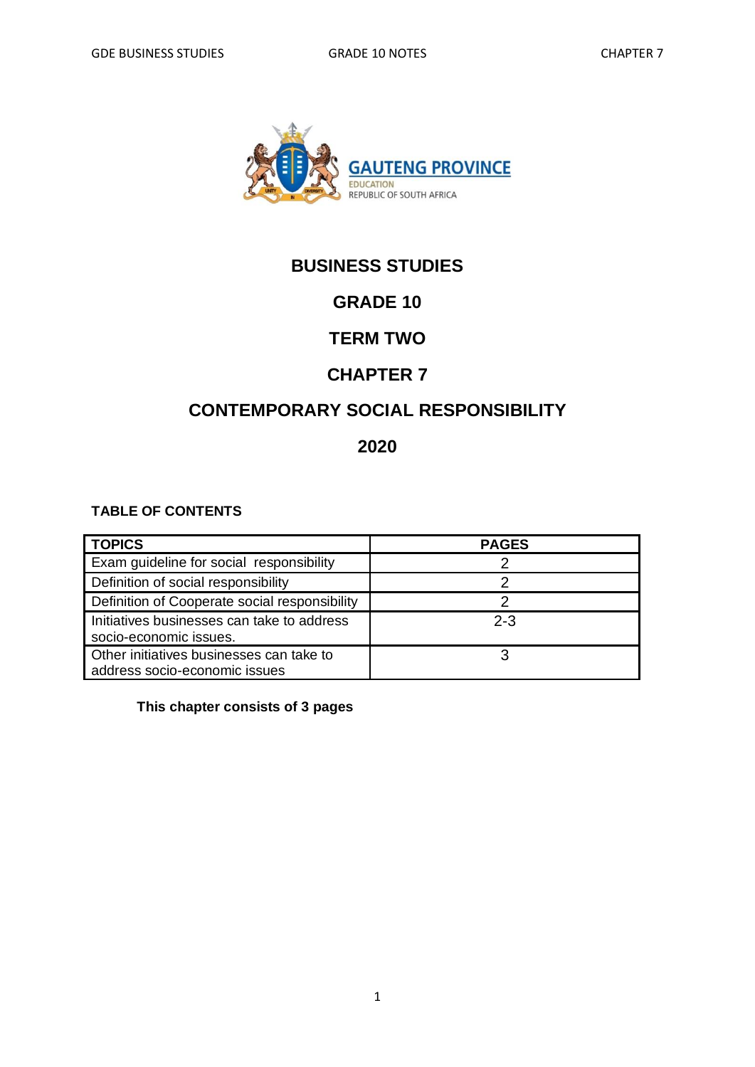GAUTENG PROVINCE
EDUCATION
REPUBLIC OF SOUTH AFRICA

# BUSINESS STUDIES

## GRADE 10

## TERM TWO

## CHAPTER 7

## CONTEMPORARY SOCIAL RESPONSIBILITY

## 2020

**TABLE OF CONTENTS**

| TOPICS | PAGES |
| --- | --- |
| Exam guideline for social responsibility | 2 |
| Definition of social responsibility | 2 |
| Definition of Cooperate social responsibility | 2 |
| Initiatives businesses can take to address socio-economic issues. | 2-3 |
| Other initiatives businesses can take to address socio-economic issues | 3 |

**This chapter consists of 3 pages**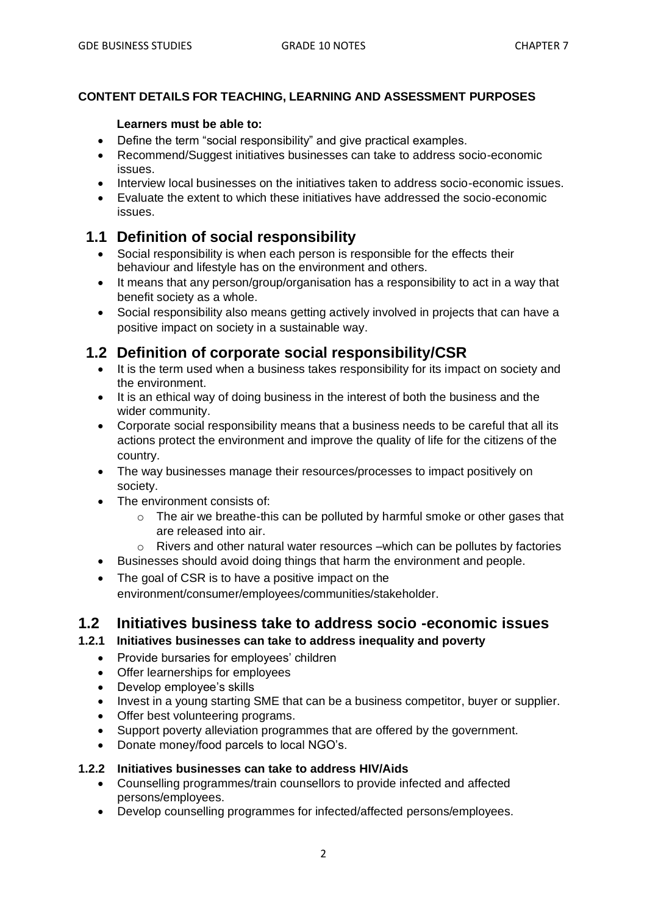**CONTENT DETAILS FOR TEACHING, LEARNING AND ASSESSMENT PURPOSES**

**Learners must be able to:**

- Define the term "social responsibility" and give practical examples.
- Recommend/Suggest initiatives businesses can take to address socio-economic issues.
- Interview local businesses on the initiatives taken to address socio-economic issues.
- Evaluate the extent to which these initiatives have addressed the socio-economic issues.

## 1.1 Definition of social responsibility

- Social responsibility is when each person is responsible for the effects their behaviour and lifestyle has on the environment and others.
- It means that any person/group/organisation has a responsibility to act in a way that benefit society as a whole.
- Social responsibility also means getting actively involved in projects that can have a positive impact on society in a sustainable way.

## 1.2 Definition of corporate social responsibility/CSR

- It is the term used when a business takes responsibility for its impact on society and the environment.
- It is an ethical way of doing business in the interest of both the business and the wider community.
- Corporate social responsibility means that a business needs to be careful that all its actions protect the environment and improve the quality of life for the citizens of the country.
- The way businesses manage their resources/processes to impact positively on society.
- The environment consists of:
  - The air we breathe-this can be polluted by harmful smoke or other gases that are released into air.
  - Rivers and other natural water resources –which can be pollutes by factories
- Businesses should avoid doing things that harm the environment and people.
- The goal of CSR is to have a positive impact on the environment/consumer/employees/communities/stakeholder.

## 1.2 Initiatives business take to address socio -economic issues

### 1.2.1 Initiatives businesses can take to address inequality and poverty

- Provide bursaries for employees' children
- Offer learnerships for employees
- Develop employee's skills
- Invest in a young starting SME that can be a business competitor, buyer or supplier.
- Offer best volunteering programs.
- Support poverty alleviation programmes that are offered by the government.
- Donate money/food parcels to local NGO's.

### 1.2.2 Initiatives businesses can take to address HIV/Aids

- Counselling programmes/train counsellors to provide infected and affected persons/employees.
- Develop counselling programmes for infected/affected persons/employees.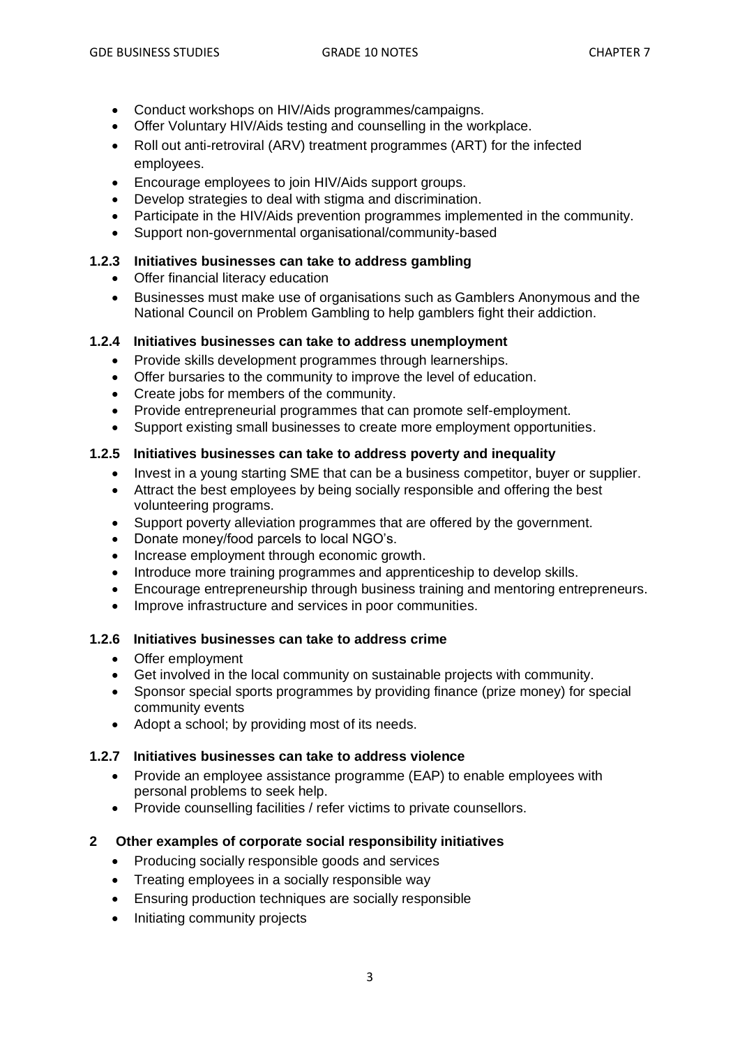- Conduct workshops on HIV/Aids programmes/campaigns.
- Offer Voluntary HIV/Aids testing and counselling in the workplace.
- Roll out anti-retroviral (ARV) treatment programmes (ART) for the infected employees.
- Encourage employees to join HIV/Aids support groups.
- Develop strategies to deal with stigma and discrimination.
- Participate in the HIV/Aids prevention programmes implemented in the community.
- Support non-governmental organisational/community-based

### 1.2.3 Initiatives businesses can take to address gambling

- Offer financial literacy education
- Businesses must make use of organisations such as Gamblers Anonymous and the National Council on Problem Gambling to help gamblers fight their addiction.

### 1.2.4 Initiatives businesses can take to address unemployment

- Provide skills development programmes through learnerships.
- Offer bursaries to the community to improve the level of education.
- Create jobs for members of the community.
- Provide entrepreneurial programmes that can promote self-employment.
- Support existing small businesses to create more employment opportunities.

### 1.2.5 Initiatives businesses can take to address poverty and inequality

- Invest in a young starting SME that can be a business competitor, buyer or supplier.
- Attract the best employees by being socially responsible and offering the best volunteering programs.
- Support poverty alleviation programmes that are offered by the government.
- Donate money/food parcels to local NGO's.
- Increase employment through economic growth.
- Introduce more training programmes and apprenticeship to develop skills.
- Encourage entrepreneurship through business training and mentoring entrepreneurs.
- Improve infrastructure and services in poor communities.

### 1.2.6 Initiatives businesses can take to address crime

- Offer employment
- Get involved in the local community on sustainable projects with community.
- Sponsor special sports programmes by providing finance (prize money) for special community events
- Adopt a school; by providing most of its needs.

### 1.2.7 Initiatives businesses can take to address violence

- Provide an employee assistance programme (EAP) to enable employees with personal problems to seek help.
- Provide counselling facilities / refer victims to private counsellors.

## 2 Other examples of corporate social responsibility initiatives

- Producing socially responsible goods and services
- Treating employees in a socially responsible way
- Ensuring production techniques are socially responsible
- Initiating community projects